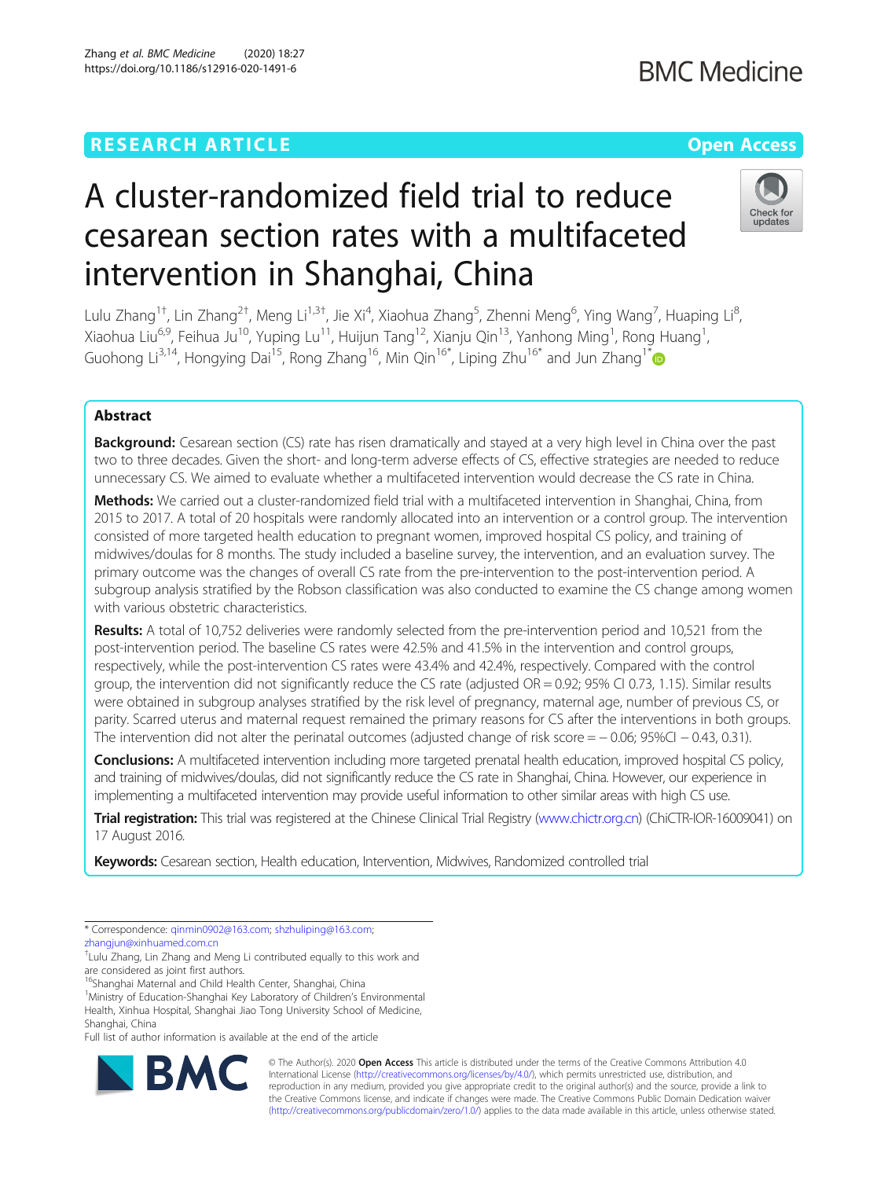RESEARCH ARTICLE

Open Access

# A cluster-randomized field trial to reduce cesarean section rates with a multifaceted intervention in Shanghai, China

Lulu Zhang[1†], Lin Zhang[2†], Meng Li[1,3†], Jie Xi[4], Xiaohua Zhang[5], Zhenni Meng[6], Ying Wang[7], Huaping Li[8], Xiaohua Liu[6,9], Feihua Ju[10], Yuping Lu[11], Huijun Tang[12], Xianju Qin[13], Yanhong Ming[1], Rong Huang[1], Guohong Li[3,14], Hongying Dai[15], Rong Zhang[16], Min Qin[16*], Liping Zhu[16*] and Jun Zhang[1*]

## Abstract

**Background:** Cesarean section (CS) rate has risen dramatically and stayed at a very high level in China over the past two to three decades. Given the short- and long-term adverse effects of CS, effective strategies are needed to reduce unnecessary CS. We aimed to evaluate whether a multifaceted intervention would decrease the CS rate in China.

**Methods:** We carried out a cluster-randomized field trial with a multifaceted intervention in Shanghai, China, from 2015 to 2017. A total of 20 hospitals were randomly allocated into an intervention or a control group. The intervention consisted of more targeted health education to pregnant women, improved hospital CS policy, and training of midwives/doulas for 8 months. The study included a baseline survey, the intervention, and an evaluation survey. The primary outcome was the changes of overall CS rate from the pre-intervention to the post-intervention period. A subgroup analysis stratified by the Robson classification was also conducted to examine the CS change among women with various obstetric characteristics.

**Results:** A total of 10,752 deliveries were randomly selected from the pre-intervention period and 10,521 from the post-intervention period. The baseline CS rates were 42.5% and 41.5% in the intervention and control groups, respectively, while the post-intervention CS rates were 43.4% and 42.4%, respectively. Compared with the control group, the intervention did not significantly reduce the CS rate (adjusted OR = 0.92; 95% CI 0.73, 1.15). Similar results were obtained in subgroup analyses stratified by the risk level of pregnancy, maternal age, number of previous CS, or parity. Scarred uterus and maternal request remained the primary reasons for CS after the interventions in both groups. The intervention did not alter the perinatal outcomes (adjusted change of risk score = − 0.06; 95%CI − 0.43, 0.31).

**Conclusions:** A multifaceted intervention including more targeted prenatal health education, improved hospital CS policy, and training of midwives/doulas, did not significantly reduce the CS rate in Shanghai, China. However, our experience in implementing a multifaceted intervention may provide useful information to other similar areas with high CS use.

**Trial registration:** This trial was registered at the Chinese Clinical Trial Registry (www.chictr.org.cn) (ChiCTR-IOR-16009041) on 17 August 2016.

**Keywords:** Cesarean section, Health education, Intervention, Midwives, Randomized controlled trial

---

* Correspondence: qinmin0902@163.com; shzhuliping@163.com; zhangjun@xinhuamed.com.cn

†Lulu Zhang, Lin Zhang and Meng Li contributed equally to this work and are considered as joint first authors.

[16]Shanghai Maternal and Child Health Center, Shanghai, China

[1]Ministry of Education-Shanghai Key Laboratory of Children's Environmental Health, Xinhua Hospital, Shanghai Jiao Tong University School of Medicine, Shanghai, China

Full list of author information is available at the end of the article

© The Author(s). 2020 **Open Access** This article is distributed under the terms of the Creative Commons Attribution 4.0 International License (http://creativecommons.org/licenses/by/4.0/), which permits unrestricted use, distribution, and reproduction in any medium, provided you give appropriate credit to the original author(s) and the source, provide a link to the Creative Commons license, and indicate if changes were made. The Creative Commons Public Domain Dedication waiver (http://creativecommons.org/publicdomain/zero/1.0/) applies to the data made available in this article, unless otherwise stated.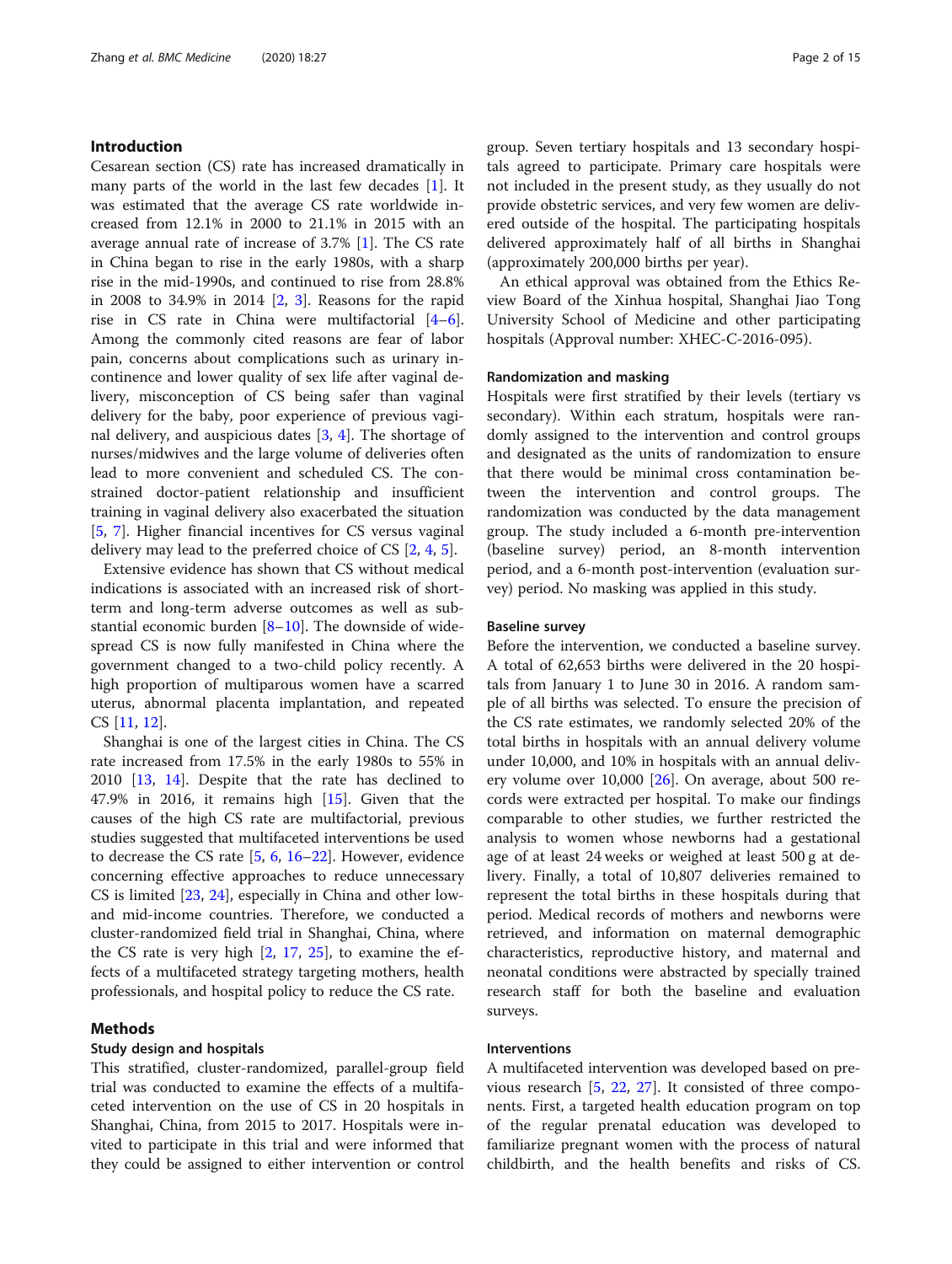## Introduction

Cesarean section (CS) rate has increased dramatically in many parts of the world in the last few decades [1]. It was estimated that the average CS rate worldwide increased from 12.1% in 2000 to 21.1% in 2015 with an average annual rate of increase of 3.7% [1]. The CS rate in China began to rise in the early 1980s, with a sharp rise in the mid-1990s, and continued to rise from 28.8% in 2008 to 34.9% in 2014 [2, 3]. Reasons for the rapid rise in CS rate in China were multifactorial [4–6]. Among the commonly cited reasons are fear of labor pain, concerns about complications such as urinary incontinence and lower quality of sex life after vaginal delivery, misconception of CS being safer than vaginal delivery for the baby, poor experience of previous vaginal delivery, and auspicious dates [3, 4]. The shortage of nurses/midwives and the large volume of deliveries often lead to more convenient and scheduled CS. The constrained doctor-patient relationship and insufficient training in vaginal delivery also exacerbated the situation [5, 7]. Higher financial incentives for CS versus vaginal delivery may lead to the preferred choice of CS [2, 4, 5].

Extensive evidence has shown that CS without medical indications is associated with an increased risk of short-term and long-term adverse outcomes as well as substantial economic burden [8–10]. The downside of widespread CS is now fully manifested in China where the government changed to a two-child policy recently. A high proportion of multiparous women have a scarred uterus, abnormal placenta implantation, and repeated CS [11, 12].

Shanghai is one of the largest cities in China. The CS rate increased from 17.5% in the early 1980s to 55% in 2010 [13, 14]. Despite that the rate has declined to 47.9% in 2016, it remains high [15]. Given that the causes of the high CS rate are multifactorial, previous studies suggested that multifaceted interventions be used to decrease the CS rate [5, 6, 16–22]. However, evidence concerning effective approaches to reduce unnecessary CS is limited [23, 24], especially in China and other low- and mid-income countries. Therefore, we conducted a cluster-randomized field trial in Shanghai, China, where the CS rate is very high [2, 17, 25], to examine the effects of a multifaceted strategy targeting mothers, health professionals, and hospital policy to reduce the CS rate.

## Methods

### Study design and hospitals

This stratified, cluster-randomized, parallel-group field trial was conducted to examine the effects of a multifaceted intervention on the use of CS in 20 hospitals in Shanghai, China, from 2015 to 2017. Hospitals were invited to participate in this trial and were informed that they could be assigned to either intervention or control group. Seven tertiary hospitals and 13 secondary hospitals agreed to participate. Primary care hospitals were not included in the present study, as they usually do not provide obstetric services, and very few women are delivered outside of the hospital. The participating hospitals delivered approximately half of all births in Shanghai (approximately 200,000 births per year).

An ethical approval was obtained from the Ethics Review Board of the Xinhua hospital, Shanghai Jiao Tong University School of Medicine and other participating hospitals (Approval number: XHEC-C-2016-095).

### Randomization and masking

Hospitals were first stratified by their levels (tertiary vs secondary). Within each stratum, hospitals were randomly assigned to the intervention and control groups and designated as the units of randomization to ensure that there would be minimal cross contamination between the intervention and control groups. The randomization was conducted by the data management group. The study included a 6-month pre-intervention (baseline survey) period, an 8-month intervention period, and a 6-month post-intervention (evaluation survey) period. No masking was applied in this study.

### Baseline survey

Before the intervention, we conducted a baseline survey. A total of 62,653 births were delivered in the 20 hospitals from January 1 to June 30 in 2016. A random sample of all births was selected. To ensure the precision of the CS rate estimates, we randomly selected 20% of the total births in hospitals with an annual delivery volume under 10,000, and 10% in hospitals with an annual delivery volume over 10,000 [26]. On average, about 500 records were extracted per hospital. To make our findings comparable to other studies, we further restricted the analysis to women whose newborns had a gestational age of at least 24 weeks or weighed at least 500 g at delivery. Finally, a total of 10,807 deliveries remained to represent the total births in these hospitals during that period. Medical records of mothers and newborns were retrieved, and information on maternal demographic characteristics, reproductive history, and maternal and neonatal conditions were abstracted by specially trained research staff for both the baseline and evaluation surveys.

### Interventions

A multifaceted intervention was developed based on previous research [5, 22, 27]. It consisted of three components. First, a targeted health education program on top of the regular prenatal education was developed to familiarize pregnant women with the process of natural childbirth, and the health benefits and risks of CS.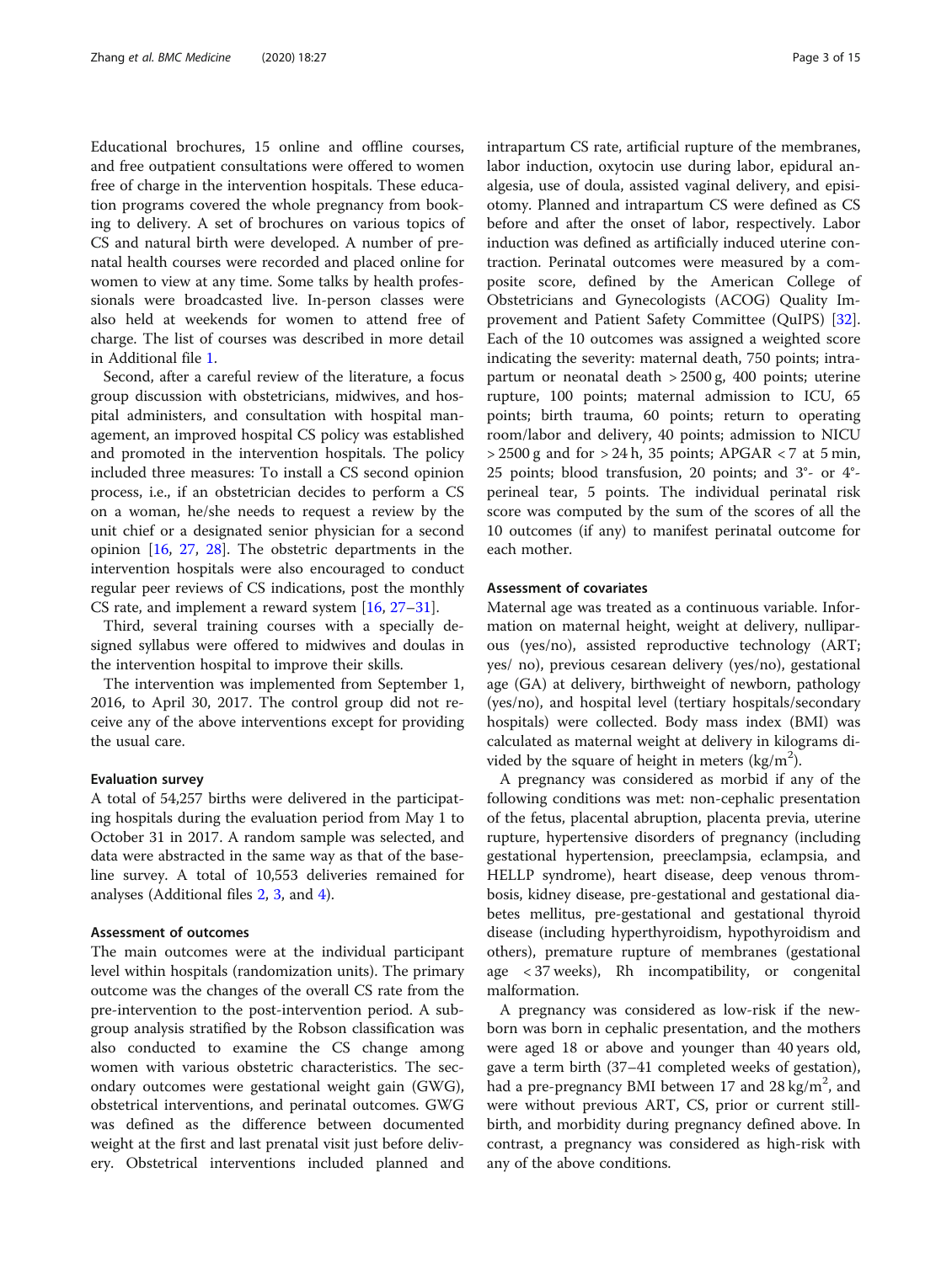Educational brochures, 15 online and offline courses, and free outpatient consultations were offered to women free of charge in the intervention hospitals. These education programs covered the whole pregnancy from booking to delivery. A set of brochures on various topics of CS and natural birth were developed. A number of prenatal health courses were recorded and placed online for women to view at any time. Some talks by health professionals were broadcasted live. In-person classes were also held at weekends for women to attend free of charge. The list of courses was described in more detail in Additional file 1.

Second, after a careful review of the literature, a focus group discussion with obstetricians, midwives, and hospital administers, and consultation with hospital management, an improved hospital CS policy was established and promoted in the intervention hospitals. The policy included three measures: To install a CS second opinion process, i.e., if an obstetrician decides to perform a CS on a woman, he/she needs to request a review by the unit chief or a designated senior physician for a second opinion [16, 27, 28]. The obstetric departments in the intervention hospitals were also encouraged to conduct regular peer reviews of CS indications, post the monthly CS rate, and implement a reward system [16, 27–31].

Third, several training courses with a specially designed syllabus were offered to midwives and doulas in the intervention hospital to improve their skills.

The intervention was implemented from September 1, 2016, to April 30, 2017. The control group did not receive any of the above interventions except for providing the usual care.

#### Evaluation survey

A total of 54,257 births were delivered in the participating hospitals during the evaluation period from May 1 to October 31 in 2017. A random sample was selected, and data were abstracted in the same way as that of the baseline survey. A total of 10,553 deliveries remained for analyses (Additional files 2, 3, and 4).

#### Assessment of outcomes

The main outcomes were at the individual participant level within hospitals (randomization units). The primary outcome was the changes of the overall CS rate from the pre-intervention to the post-intervention period. A subgroup analysis stratified by the Robson classification was also conducted to examine the CS change among women with various obstetric characteristics. The secondary outcomes were gestational weight gain (GWG), obstetrical interventions, and perinatal outcomes. GWG was defined as the difference between documented weight at the first and last prenatal visit just before delivery. Obstetrical interventions included planned and intrapartum CS rate, artificial rupture of the membranes, labor induction, oxytocin use during labor, epidural analgesia, use of doula, assisted vaginal delivery, and episiotomy. Planned and intrapartum CS were defined as CS before and after the onset of labor, respectively. Labor induction was defined as artificially induced uterine contraction. Perinatal outcomes were measured by a composite score, defined by the American College of Obstetricians and Gynecologists (ACOG) Quality Improvement and Patient Safety Committee (QuIPS) [32]. Each of the 10 outcomes was assigned a weighted score indicating the severity: maternal death, 750 points; intrapartum or neonatal death > 2500 g, 400 points; uterine rupture, 100 points; maternal admission to ICU, 65 points; birth trauma, 60 points; return to operating room/labor and delivery, 40 points; admission to NICU > 2500 g and for > 24 h, 35 points; APGAR < 7 at 5 min, 25 points; blood transfusion, 20 points; and 3°- or 4°-perineal tear, 5 points. The individual perinatal risk score was computed by the sum of the scores of all the 10 outcomes (if any) to manifest perinatal outcome for each mother.

#### Assessment of covariates

Maternal age was treated as a continuous variable. Information on maternal height, weight at delivery, nulliparous (yes/no), assisted reproductive technology (ART; yes/ no), previous cesarean delivery (yes/no), gestational age (GA) at delivery, birthweight of newborn, pathology (yes/no), and hospital level (tertiary hospitals/secondary hospitals) were collected. Body mass index (BMI) was calculated as maternal weight at delivery in kilograms divided by the square of height in meters ($kg/m^2$).

A pregnancy was considered as morbid if any of the following conditions was met: non-cephalic presentation of the fetus, placental abruption, placenta previa, uterine rupture, hypertensive disorders of pregnancy (including gestational hypertension, preeclampsia, eclampsia, and HELLP syndrome), heart disease, deep venous thrombosis, kidney disease, pre-gestational and gestational diabetes mellitus, pre-gestational and gestational thyroid disease (including hyperthyroidism, hypothyroidism and others), premature rupture of membranes (gestational age < 37 weeks), Rh incompatibility, or congenital malformation.

A pregnancy was considered as low-risk if the newborn was born in cephalic presentation, and the mothers were aged 18 or above and younger than 40 years old, gave a term birth (37–41 completed weeks of gestation), had a pre-pregnancy BMI between 17 and 28 $kg/m^2$, and were without previous ART, CS, prior or current stillbirth, and morbidity during pregnancy defined above. In contrast, a pregnancy was considered as high-risk with any of the above conditions.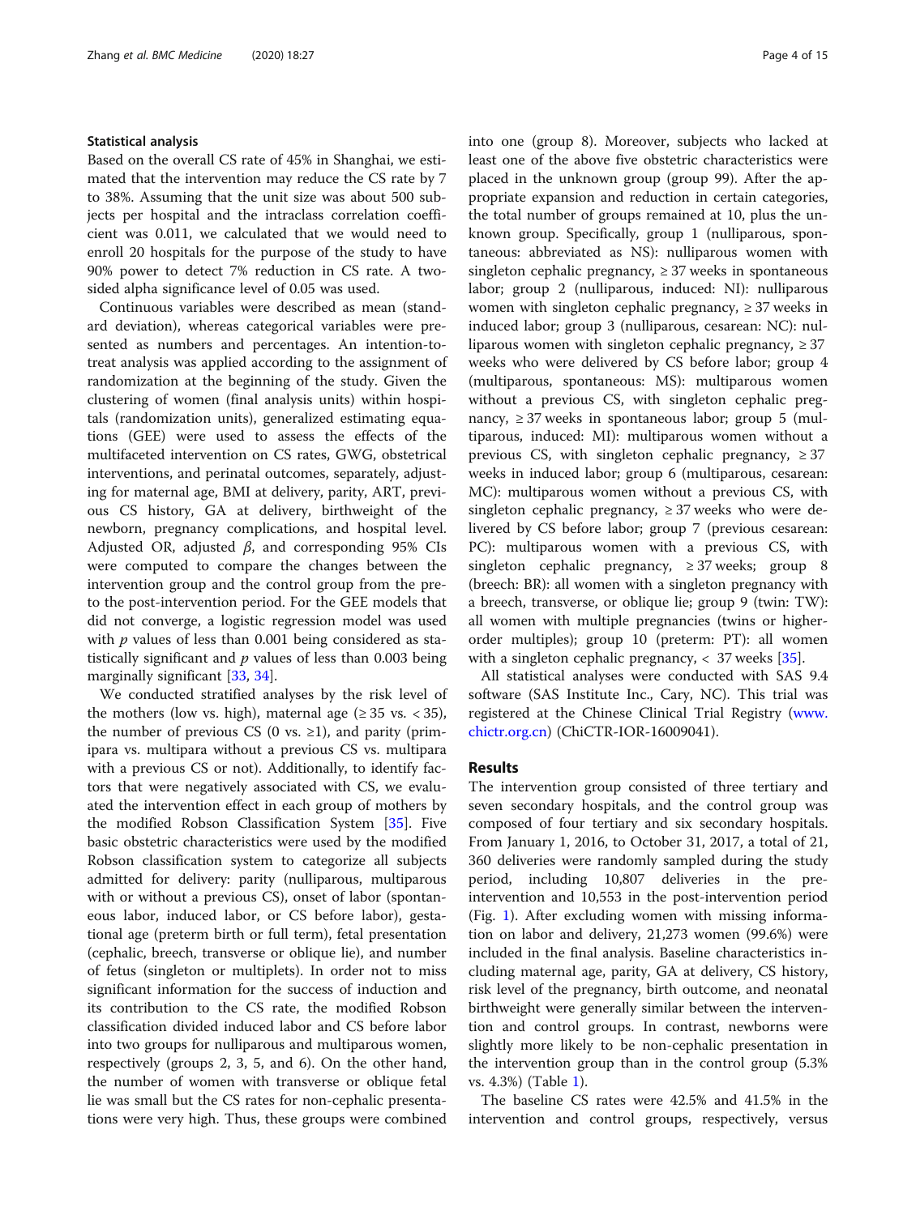### Statistical analysis

Based on the overall CS rate of 45% in Shanghai, we estimated that the intervention may reduce the CS rate by 7 to 38%. Assuming that the unit size was about 500 subjects per hospital and the intraclass correlation coefficient was 0.011, we calculated that we would need to enroll 20 hospitals for the purpose of the study to have 90% power to detect 7% reduction in CS rate. A two-sided alpha significance level of 0.05 was used.

Continuous variables were described as mean (standard deviation), whereas categorical variables were presented as numbers and percentages. An intention-to-treat analysis was applied according to the assignment of randomization at the beginning of the study. Given the clustering of women (final analysis units) within hospitals (randomization units), generalized estimating equations (GEE) were used to assess the effects of the multifaceted intervention on CS rates, GWG, obstetrical interventions, and perinatal outcomes, separately, adjusting for maternal age, BMI at delivery, parity, ART, previous CS history, GA at delivery, birthweight of the newborn, pregnancy complications, and hospital level. Adjusted OR, adjusted $\beta$, and corresponding 95% CIs were computed to compare the changes between the intervention group and the control group from the pre- to the post-intervention period. For the GEE models that did not converge, a logistic regression model was used with $p$ values of less than 0.001 being considered as statistically significant and $p$ values of less than 0.003 being marginally significant [33, 34].

We conducted stratified analyses by the risk level of the mothers (low vs. high), maternal age (≥ 35 vs. < 35), the number of previous CS (0 vs. ≥1), and parity (primipara vs. multipara without a previous CS vs. multipara with a previous CS or not). Additionally, to identify factors that were negatively associated with CS, we evaluated the intervention effect in each group of mothers by the modified Robson Classification System [35]. Five basic obstetric characteristics were used by the modified Robson classification system to categorize all subjects admitted for delivery: parity (nulliparous, multiparous with or without a previous CS), onset of labor (spontaneous labor, induced labor, or CS before labor), gestational age (preterm birth or full term), fetal presentation (cephalic, breech, transverse or oblique lie), and number of fetus (singleton or multiplets). In order not to miss significant information for the success of induction and its contribution to the CS rate, the modified Robson classification divided induced labor and CS before labor into two groups for nulliparous and multiparous women, respectively (groups 2, 3, 5, and 6). On the other hand, the number of women with transverse or oblique fetal lie was small but the CS rates for non-cephalic presentations were very high. Thus, these groups were combined into one (group 8). Moreover, subjects who lacked at least one of the above five obstetric characteristics were placed in the unknown group (group 99). After the appropriate expansion and reduction in certain categories, the total number of groups remained at 10, plus the unknown group. Specifically, group 1 (nulliparous, spontaneous: abbreviated as NS): nulliparous women with singleton cephalic pregnancy, ≥ 37 weeks in spontaneous labor; group 2 (nulliparous, induced: NI): nulliparous women with singleton cephalic pregnancy, ≥ 37 weeks in induced labor; group 3 (nulliparous, cesarean: NC): nulliparous women with singleton cephalic pregnancy, ≥ 37 weeks who were delivered by CS before labor; group 4 (multiparous, spontaneous: MS): multiparous women without a previous CS, with singleton cephalic pregnancy, ≥ 37 weeks in spontaneous labor; group 5 (multiparous, induced: MI): multiparous women without a previous CS, with singleton cephalic pregnancy, ≥ 37 weeks in induced labor; group 6 (multiparous, cesarean: MC): multiparous women without a previous CS, with singleton cephalic pregnancy, ≥ 37 weeks who were delivered by CS before labor; group 7 (previous cesarean: PC): multiparous women with a previous CS, with singleton cephalic pregnancy, ≥ 37 weeks; group 8 (breech: BR): all women with a singleton pregnancy with a breech, transverse, or oblique lie; group 9 (twin: TW): all women with multiple pregnancies (twins or higher-order multiples); group 10 (preterm: PT): all women with a singleton cephalic pregnancy, < 37 weeks [35].

All statistical analyses were conducted with SAS 9.4 software (SAS Institute Inc., Cary, NC). This trial was registered at the Chinese Clinical Trial Registry (www.chictr.org.cn) (ChiCTR-IOR-16009041).

## Results

The intervention group consisted of three tertiary and seven secondary hospitals, and the control group was composed of four tertiary and six secondary hospitals. From January 1, 2016, to October 31, 2017, a total of 21,360 deliveries were randomly sampled during the study period, including 10,807 deliveries in the pre-intervention and 10,553 in the post-intervention period (Fig. 1). After excluding women with missing information on labor and delivery, 21,273 women (99.6%) were included in the final analysis. Baseline characteristics including maternal age, parity, GA at delivery, CS history, risk level of the pregnancy, birth outcome, and neonatal birthweight were generally similar between the intervention and control groups. In contrast, newborns were slightly more likely to be non-cephalic presentation in the intervention group than in the control group (5.3% vs. 4.3%) (Table 1).

The baseline CS rates were 42.5% and 41.5% in the intervention and control groups, respectively, versus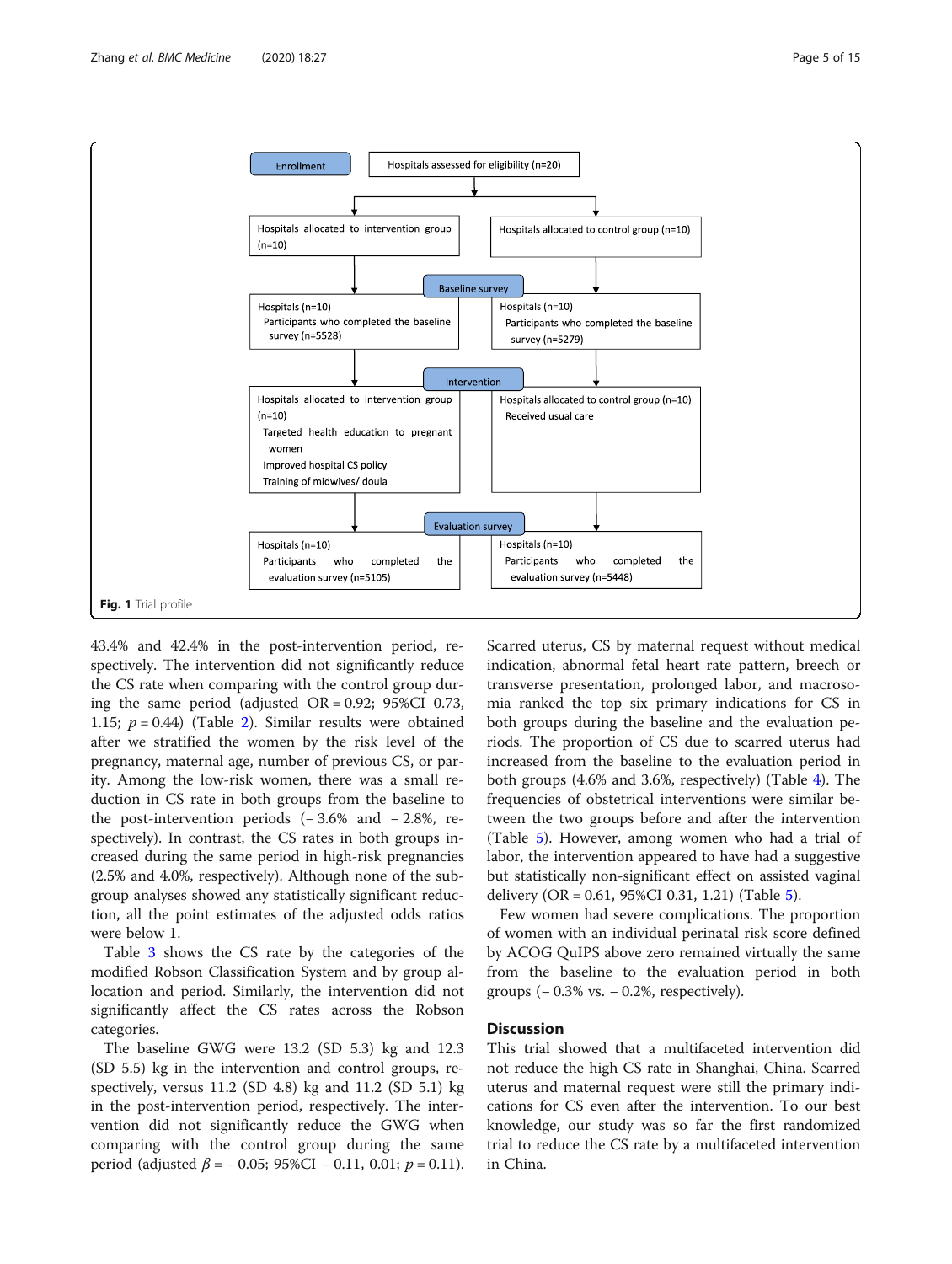**Enrollment**

Hospitals assessed for eligibility (n=20)

Hospitals allocated to intervention group (n=10)

Hospitals allocated to control group (n=10)

**Baseline survey**

Hospitals (n=10)
Participants who completed the baseline survey (n=5528)

Hospitals (n=10)
Participants who completed the baseline survey (n=5279)

**Intervention**

Hospitals allocated to intervention group (n=10)
- Targeted health education to pregnant women
- Improved hospital CS policy
- Training of midwives/ doula

Hospitals allocated to control group (n=10)
Received usual care

**Evaluation survey**

Hospitals (n=10)
Participants who completed the evaluation survey (n=5105)

Hospitals (n=10)
Participants who completed the evaluation survey (n=5448)

**Fig. 1** Trial profile

43.4% and 42.4% in the post-intervention period, respectively. The intervention did not significantly reduce the CS rate when comparing with the control group during the same period (adjusted OR = 0.92; 95%CI 0.73, 1.15; $p = 0.44$) (Table 2). Similar results were obtained after we stratified the women by the risk level of the pregnancy, maternal age, number of previous CS, or parity. Among the low-risk women, there was a small reduction in CS rate in both groups from the baseline to the post-intervention periods (− 3.6% and − 2.8%, respectively). In contrast, the CS rates in both groups increased during the same period in high-risk pregnancies (2.5% and 4.0%, respectively). Although none of the subgroup analyses showed any statistically significant reduction, all the point estimates of the adjusted odds ratios were below 1.

Table 3 shows the CS rate by the categories of the modified Robson Classification System and by group allocation and period. Similarly, the intervention did not significantly affect the CS rates across the Robson categories.

The baseline GWG were 13.2 (SD 5.3) kg and 12.3 (SD 5.5) kg in the intervention and control groups, respectively, versus 11.2 (SD 4.8) kg and 11.2 (SD 5.1) kg in the post-intervention period, respectively. The intervention did not significantly reduce the GWG when comparing with the control group during the same period (adjusted $\beta = -0.05$; 95%CI − 0.11, 0.01; $p = 0.11$). Scarred uterus, CS by maternal request without medical indication, abnormal fetal heart rate pattern, breech or transverse presentation, prolonged labor, and macrosomia ranked the top six primary indications for CS in both groups during the baseline and the evaluation periods. The proportion of CS due to scarred uterus had increased from the baseline to the evaluation period in both groups (4.6% and 3.6%, respectively) (Table 4). The frequencies of obstetrical interventions were similar between the two groups before and after the intervention (Table 5). However, among women who had a trial of labor, the intervention appeared to have had a suggestive but statistically non-significant effect on assisted vaginal delivery (OR = 0.61, 95%CI 0.31, 1.21) (Table 5).

Few women had severe complications. The proportion of women with an individual perinatal risk score defined by ACOG QuIPS above zero remained virtually the same from the baseline to the evaluation period in both groups (− 0.3% vs. − 0.2%, respectively).

## Discussion

This trial showed that a multifaceted intervention did not reduce the high CS rate in Shanghai, China. Scarred uterus and maternal request were still the primary indications for CS even after the intervention. To our best knowledge, our study was so far the first randomized trial to reduce the CS rate by a multifaceted intervention in China.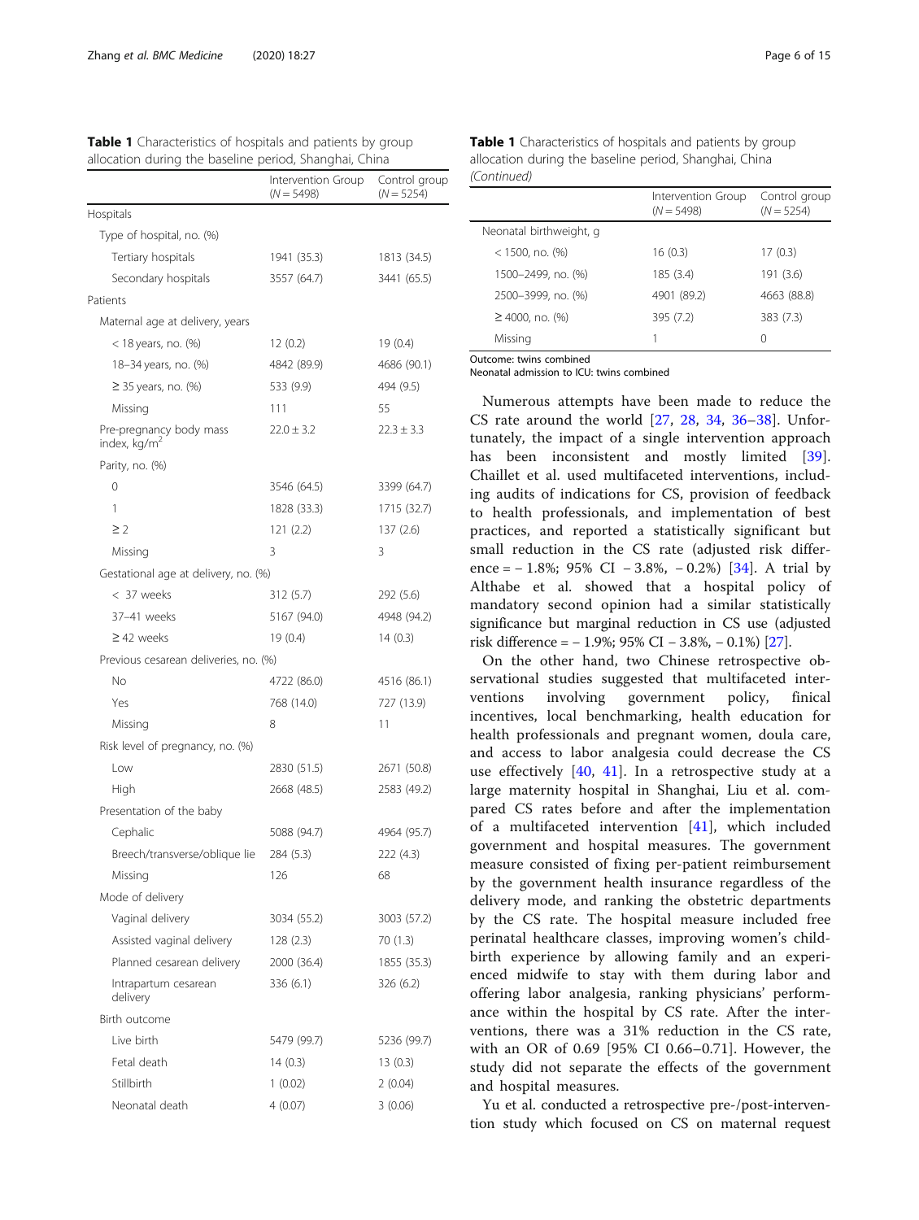**Table 1** Characteristics of hospitals and patients by group allocation during the baseline period, Shanghai, China

| | Intervention Group (N = 5498) | Control group (N = 5254) |
|---|---|---|
| Hospitals | | |
| Type of hospital, no. (%) | | |
| Tertiary hospitals | 1941 (35.3) | 1813 (34.5) |
| Secondary hospitals | 3557 (64.7) | 3441 (65.5) |
| Patients | | |
| Maternal age at delivery, years | | |
| < 18 years, no. (%) | 12 (0.2) | 19 (0.4) |
| 18–34 years, no. (%) | 4842 (89.9) | 4686 (90.1) |
| ≥ 35 years, no. (%) | 533 (9.9) | 494 (9.5) |
| Missing | 111 | 55 |
| Pre-pregnancy body mass index, kg/m$^2$ | 22.0 ± 3.2 | 22.3 ± 3.3 |
| Parity, no. (%) | | |
| 0 | 3546 (64.5) | 3399 (64.7) |
| 1 | 1828 (33.3) | 1715 (32.7) |
| ≥ 2 | 121 (2.2) | 137 (2.6) |
| Missing | 3 | 3 |
| Gestational age at delivery, no. (%) | | |
| < 37 weeks | 312 (5.7) | 292 (5.6) |
| 37–41 weeks | 5167 (94.0) | 4948 (94.2) |
| ≥ 42 weeks | 19 (0.4) | 14 (0.3) |
| Previous cesarean deliveries, no. (%) | | |
| No | 4722 (86.0) | 4516 (86.1) |
| Yes | 768 (14.0) | 727 (13.9) |
| Missing | 8 | 11 |
| Risk level of pregnancy, no. (%) | | |
| Low | 2830 (51.5) | 2671 (50.8) |
| High | 2668 (48.5) | 2583 (49.2) |
| Presentation of the baby | | |
| Cephalic | 5088 (94.7) | 4964 (95.7) |
| Breech/transverse/oblique lie | 284 (5.3) | 222 (4.3) |
| Missing | 126 | 68 |
| Mode of delivery | | |
| Vaginal delivery | 3034 (55.2) | 3003 (57.2) |
| Assisted vaginal delivery | 128 (2.3) | 70 (1.3) |
| Planned cesarean delivery | 2000 (36.4) | 1855 (35.3) |
| Intrapartum cesarean delivery | 336 (6.1) | 326 (6.2) |
| Birth outcome | | |
| Live birth | 5479 (99.7) | 5236 (99.7) |
| Fetal death | 14 (0.3) | 13 (0.3) |
| Stillbirth | 1 (0.02) | 2 (0.04) |
| Neonatal death | 4 (0.07) | 3 (0.06) |
| Neonatal birthweight, g | | |
| < 1500, no. (%) | 16 (0.3) | 17 (0.3) |
| 1500–2499, no. (%) | 185 (3.4) | 191 (3.6) |
| 2500–3999, no. (%) | 4901 (89.2) | 4663 (88.8) |
| ≥ 4000, no. (%) | 395 (7.2) | 383 (7.3) |
| Missing | 1 | 0 |

Outcome: twins combined
Neonatal admission to ICU: twins combined

Numerous attempts have been made to reduce the CS rate around the world [27, 28, 34, 36–38]. Unfortunately, the impact of a single intervention approach has been inconsistent and mostly limited [39]. Chaillet et al. used multifaceted interventions, including audits of indications for CS, provision of feedback to health professionals, and implementation of best practices, and reported a statistically significant but small reduction in the CS rate (adjusted risk difference = − 1.8%; 95% CI − 3.8%, − 0.2%) [34]. A trial by Althabe et al. showed that a hospital policy of mandatory second opinion had a similar statistically significance but marginal reduction in CS use (adjusted risk difference = − 1.9%; 95% CI − 3.8%, − 0.1%) [27].

On the other hand, two Chinese retrospective observational studies suggested that multifaceted interventions involving government policy, finical incentives, local benchmarking, health education for health professionals and pregnant women, doula care, and access to labor analgesia could decrease the CS use effectively [40, 41]. In a retrospective study at a large maternity hospital in Shanghai, Liu et al. compared CS rates before and after the implementation of a multifaceted intervention [41], which included government and hospital measures. The government measure consisted of fixing per-patient reimbursement by the government health insurance regardless of the delivery mode, and ranking the obstetric departments by the CS rate. The hospital measure included free perinatal healthcare classes, improving women's childbirth experience by allowing family and an experienced midwife to stay with them during labor and offering labor analgesia, ranking physicians' performance within the hospital by CS rate. After the interventions, there was a 31% reduction in the CS rate, with an OR of 0.69 [95% CI 0.66–0.71]. However, the study did not separate the effects of the government and hospital measures.

Yu et al. conducted a retrospective pre-/post-intervention study which focused on CS on maternal request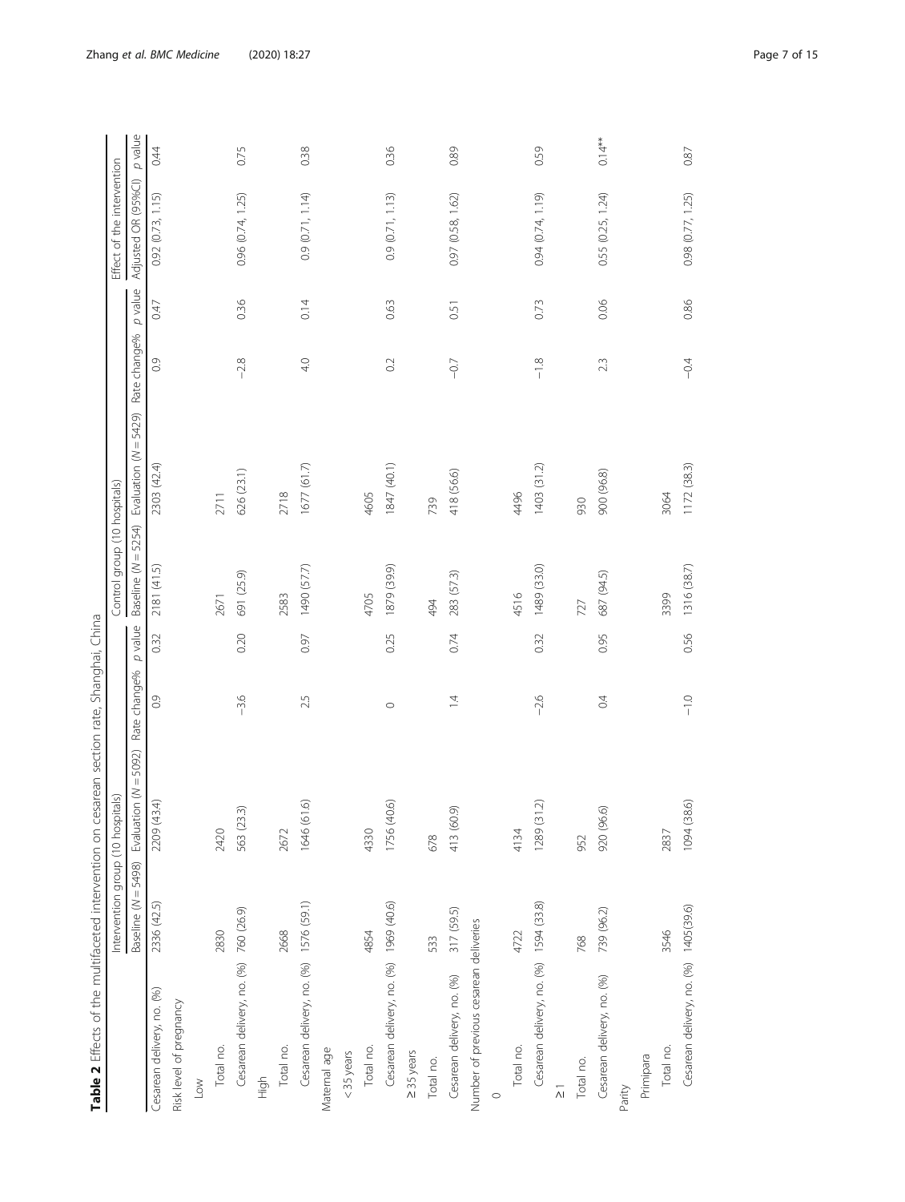**Table 2** Effects of the multifaceted intervention on cesarean section rate, Shanghai, China

| | Intervention group (10 hospitals) | | | | Control group (10 hospitals) | | | | Effect of the intervention | |
|---|---|---|---|---|---|---|---|---|---|---|
| | Baseline (N = 5498) | Evaluation (N = 5092) | Rate change% | p value | Baseline (N = 5254) | Evaluation (N = 5429) | Rate change% | p value | Adjusted OR (95%CI) | p value |
| Cesarean delivery, no. (%) | 2336 (42.5) | 2209 (43.4) | 0.9 | 0.32 | 2181 (41.5) | 2303 (42.4) | 0.9 | 0.47 | 0.92 (0.73, 1.15) | 0.44 |
| Risk level of pregnancy | | | | | | | | | | |
| Low | | | | | | | | | | |
| Total no. | 2830 | 2420 | | | 2671 | 2711 | | | | |
| Cesarean delivery, no. (%) | 760 (26.9) | 563 (23.3) | −3.6 | 0.20 | 691 (25.9) | 626 (23.1) | −2.8 | 0.36 | 0.96 (0.74, 1.25) | 0.75 |
| High | | | | | | | | | | |
| Total no. | 2668 | 2672 | | | 2583 | 2718 | | | | |
| Cesarean delivery, no. (%) | 1576 (59.1) | 1646 (61.6) | 2.5 | 0.97 | 1490 (57.7) | 1677 (61.7) | 4.0 | 0.14 | 0.9 (0.71, 1.14) | 0.38 |
| Maternal age | | | | | | | | | | |
| < 35 years | | | | | | | | | | |
| Total no. | 4854 | 4330 | | | 4705 | 4605 | | | | |
| Cesarean delivery, no. (%) | 1969 (40.6) | 1756 (40.6) | 0 | 0.25 | 1879 (39.9) | 1847 (40.1) | 0.2 | 0.63 | 0.9 (0.71, 1.13) | 0.36 |
| ≥ 35 years | | | | | | | | | | |
| Total no. | 533 | 678 | | | 494 | 739 | | | | |
| Cesarean delivery, no. (%) | 317 (59.5) | 413 (60.9) | 1.4 | 0.74 | 283 (57.3) | 418 (56.6) | −0.7 | 0.51 | 0.97 (0.58, 1.62) | 0.89 |
| Number of previous cesarean deliveries | | | | | | | | | | |
| 0 | | | | | | | | | | |
| Total no. | 4722 | 4134 | | | 4516 | 4496 | | | | |
| Cesarean delivery, no. (%) | 1594 (33.8) | 1289 (31.2) | −2.6 | 0.32 | 1489 (33.0) | 1403 (31.2) | −1.8 | 0.73 | 0.94 (0.74, 1.19) | 0.59 |
| ≥1 | | | | | | | | | | |
| Total no. | 768 | 952 | | | 727 | 930 | | | | |
| Cesarean delivery, no. (%) | 739 (96.2) | 920 (96.6) | 0.4 | 0.95 | 687 (94.5) | 900 (96.8) | 2.3 | 0.06 | 0.55 (0.25, 1.24) | 0.14** |
| Parity | | | | | | | | | | |
| Primipara | | | | | | | | | | |
| Total no. | 3546 | 2837 | | | 3399 | 3064 | | | | |
| Cesarean delivery, no. (%) | 1405(39.6) | 1094 (38.6) | −1.0 | 0.56 | 1316 (38.7) | 1172 (38.3) | −0.4 | 0.86 | 0.98 (0.77, 1.25) | 0.87 |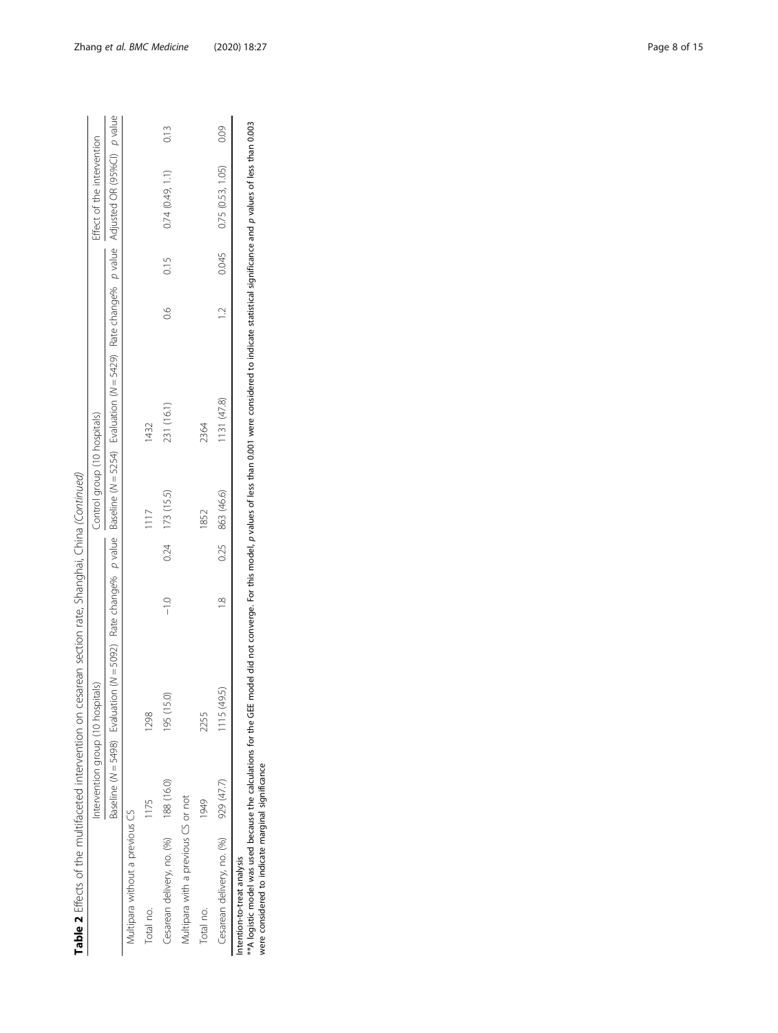**Table 2** Effects of the multifaceted intervention on cesarean section rate, Shanghai, China *(Continued)*

| | Intervention group (10 hospitals) | | | | Control group (10 hospitals) | | | | Effect of the intervention | |
|---|---|---|---|---|---|---|---|---|---|---|
| | Baseline (*N* = 5498) | Evaluation (*N* = 5092) | Rate change% | *p* value | Baseline (*N* = 5254) | Evaluation (*N* = 5429) | Rate change% | *p* value | Adjusted OR (95%CI) | *p* value |
| Multipara without a previous CS | | | | | | | | | | |
| Total no. | 1175 | 1298 | | | 1117 | 1432 | | | | |
| Cesarean delivery, no. (%) | 188 (16.0) | 195 (15.0) | −1.0 | 0.24 | 173 (15.5) | 231 (16.1) | 0.6 | 0.15 | 0.74 (0.49, 1.1) | 0.13 |
| Multipara with a previous CS or not | | | | | | | | | | |
| Total no. | 1949 | 2255 | | | 1852 | 2364 | | | | |
| Cesarean delivery, no. (%) | 929 (47.7) | 1115 (49.5) | 1.8 | 0.25 | 863 (46.6) | 1131 (47.8) | 1.2 | 0.045 | 0.75 (0.53, 1.05) | 0.09 |

Intention-to-treat analysis

**A logistic model was used because the calculations for the GEE model did not converge. For this model, *p* values of less than 0.001 were considered to indicate statistical significance and *p* values of less than 0.003 were considered to indicate marginal significance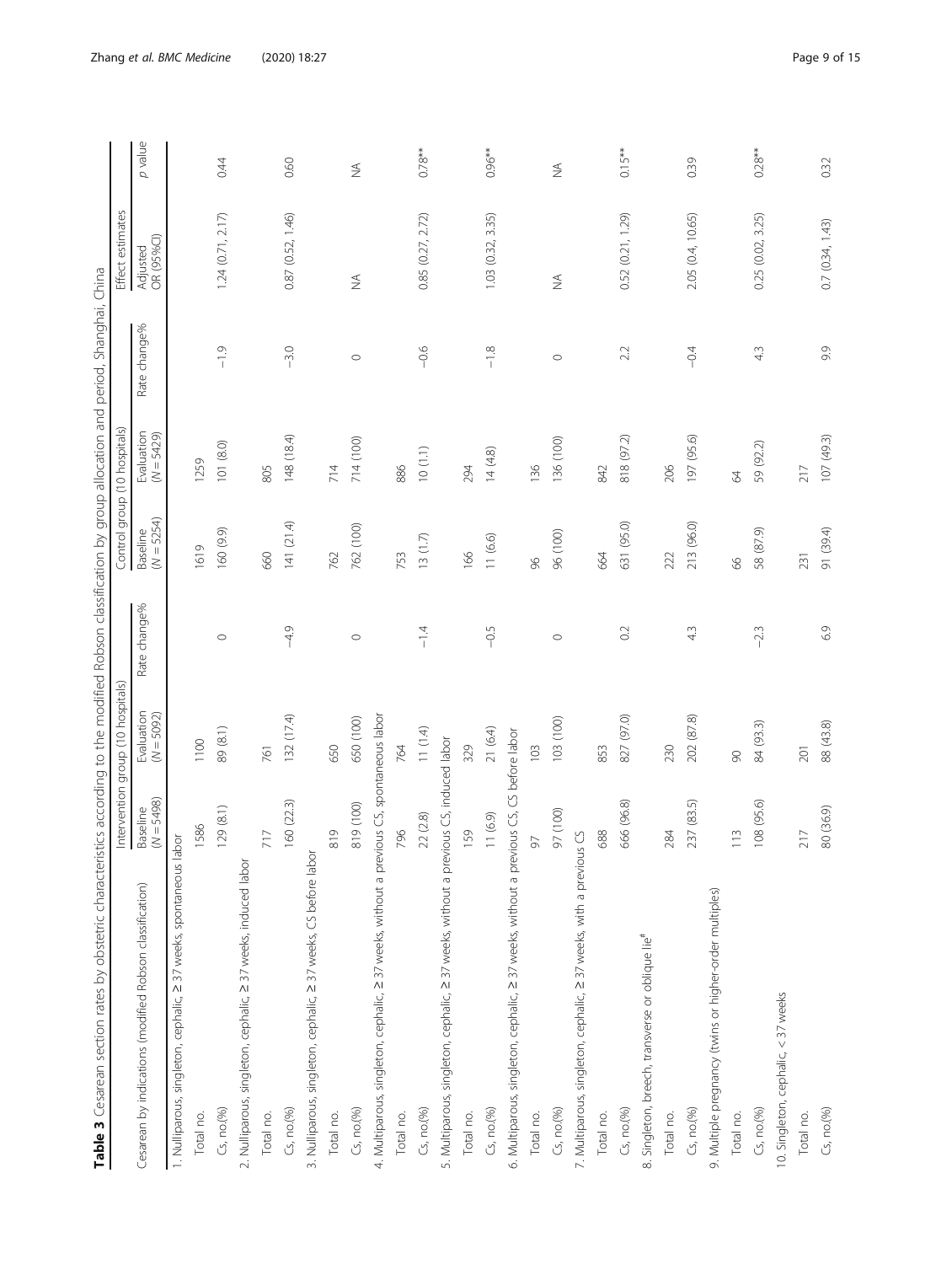**Table 3** Cesarean section rates by obstetric characteristics according to the modified Robson classification by group allocation and period, Shanghai, China

| Cesarean by indications (modified Robson classification) | Intervention group (10 hospitals) | | | Control group (10 hospitals) | | | Effect estimates | |
|---|---|---|---|---|---|---|---|---|
| | Baseline (*N* = 5498) | Evaluation (*N* = 5092) | Rate change% | Baseline (*N* = 5254) | Evaluation (*N* = 5429) | Rate change% | Adjusted OR (95%CI) | *p* value |
| 1. Nulliparous, singleton, cephalic, ≥ 37 weeks, spontaneous labor | | | | | | | | |
| Total no. | 1586 | 1100 | | 1619 | 1259 | | | |
| Cs, no.(%) | 129 (8.1) | 89 (8.1) | 0 | 160 (9.9) | 101 (8.0) | −1.9 | 1.24 (0.71, 2.17) | 0.44 |
| 2. Nulliparous, singleton, cephalic, ≥ 37 weeks, induced labor | | | | | | | | |
| Total no. | 717 | 761 | | 660 | 805 | | | |
| Cs, no.(%) | 160 (22.3) | 132 (17.4) | −4.9 | 141 (21.4) | 148 (18.4) | −3.0 | 0.87 (0.52, 1.46) | 0.60 |
| 3. Nulliparous, singleton, cephalic, ≥ 37 weeks, CS before labor | | | | | | | | |
| Total no. | 819 | 650 | | 762 | 714 | | | |
| Cs, no.(%) | 819 (100) | 650 (100) | 0 | 762 (100) | 714 (100) | 0 | NA | NA |
| 4. Multiparous, singleton, cephalic, ≥ 37 weeks, without a previous CS, spontaneous labor | | | | | | | | |
| Total no. | 796 | 764 | | 753 | 886 | | | |
| Cs, no.(%) | 22 (2.8) | 11 (1.4) | −1.4 | 13 (1.7) | 10 (1.1) | −0.6 | 0.85 (0.27, 2.72) | 0.78** |
| 5. Multiparous, singleton, cephalic, ≥ 37 weeks, without a previous CS, induced labor | | | | | | | | |
| Total no. | 159 | 329 | | 166 | 294 | | | |
| Cs, no.(%) | 11 (6.9) | 21 (6.4) | −0.5 | 11 (6.6) | 14 (4.8) | −1.8 | 1.03 (0.32, 3.35) | 0.96** |
| 6. Multiparous, singleton, cephalic, ≥ 37 weeks, without a previous CS, CS before labor | | | | | | | | |
| Total no. | 97 | 103 | | 96 | 136 | | | |
| Cs, no.(%) | 97 (100) | 103 (100) | 0 | 96 (100) | 136 (100) | 0 | NA | NA |
| 7. Multiparous, singleton, cephalic, ≥ 37 weeks, with a previous CS | | | | | | | | |
| Total no. | 688 | 853 | | 664 | 842 | | | |
| Cs, no.(%) | 666 (96.8) | 827 (97.0) | 0.2 | 631 (95.0) | 818 (97.2) | 2.2 | 0.52 (0.21, 1.29) | 0.15** |
| 8. Singleton, breech, transverse or oblique lie[#] | | | | | | | | |
| Total no. | 284 | 230 | | 222 | 206 | | | |
| Cs, no.(%) | 237 (83.5) | 202 (87.8) | 4.3 | 213 (96.0) | 197 (95.6) | −0.4 | 2.05 (0.4, 10.65) | 0.39 |
| 9. Multiple pregnancy (twins or higher-order multiples) | | | | | | | | |
| Total no. | 113 | 90 | | 66 | 64 | | | |
| Cs, no.(%) | 108 (95.6) | 84 (93.3) | −2.3 | 58 (87.9) | 59 (92.2) | 4.3 | 0.25 (0.02, 3.25) | 0.28** |
| 10. Singleton, cephalic, < 37 weeks | | | | | | | | |
| Total no. | 217 | 201 | | 231 | 217 | | | |
| Cs, no.(%) | 80 (36.9) | 88 (43.8) | 6.9 | 91 (39.4) | 107 (49.3) | 9.9 | 0.7 (0.34, 1.43) | 0.32 |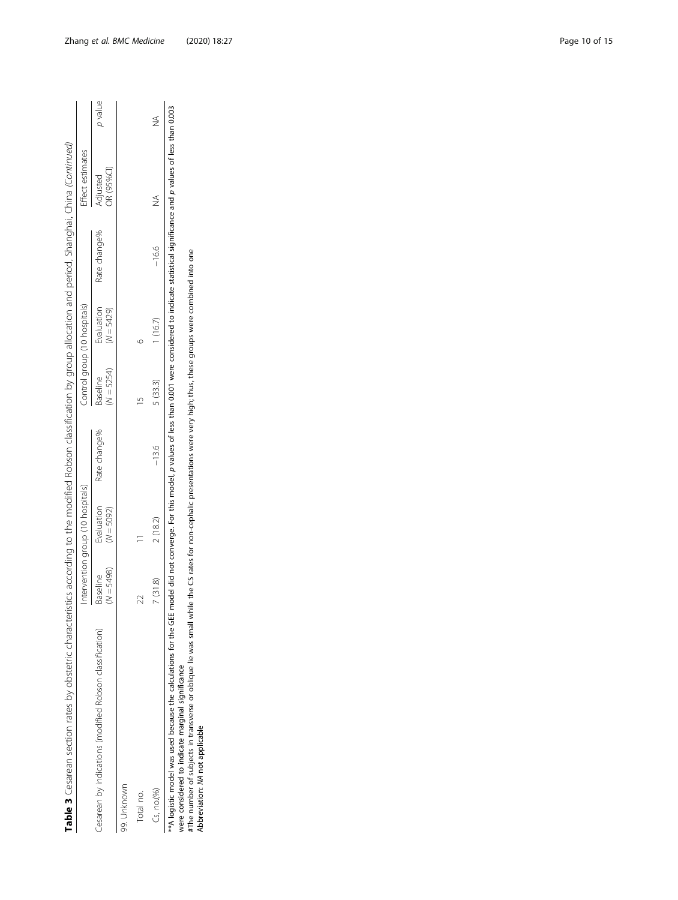**Table 3** Cesarean section rates by obstetric characteristics according to the modified Robson classification by group allocation and period, Shanghai, China (*Continued*)

| Cesarean by indications (modified Robson classification) | Intervention group (10 hospitals) | | | Control group (10 hospitals) | | | Effect estimates | |
|---|---|---|---|---|---|---|---|---|
| | Baseline ($N$ = 5498) | Evaluation ($N$ = 5092) | Rate change% | Baseline ($N$ = 5254) | Evaluation ($N$ = 5429) | Rate change% | Adjusted OR (95%CI) | $p$ value |
| 99. Unknown | | | | | | | | |
| Total no. | 22 | 11 | | 15 | 6 | | | |
| Cs, no.(%) | 7 (31.8) | 2 (18.2) | −13.6 | 5 (33.3) | 1 (16.7) | −16.6 | NA | NA |

**A logistic model was used because the calculations for the GEE model did not converge. For this model, $p$ values of less than 0.001 were considered to indicate statistical significance and $p$ values of less than 0.003 were considered to indicate marginal significance

#The number of subjects in transverse or oblique lie was small while the CS rates for non-cephalic presentations were very high; thus, these groups were combined into one

Abbreviation: *NA* not applicable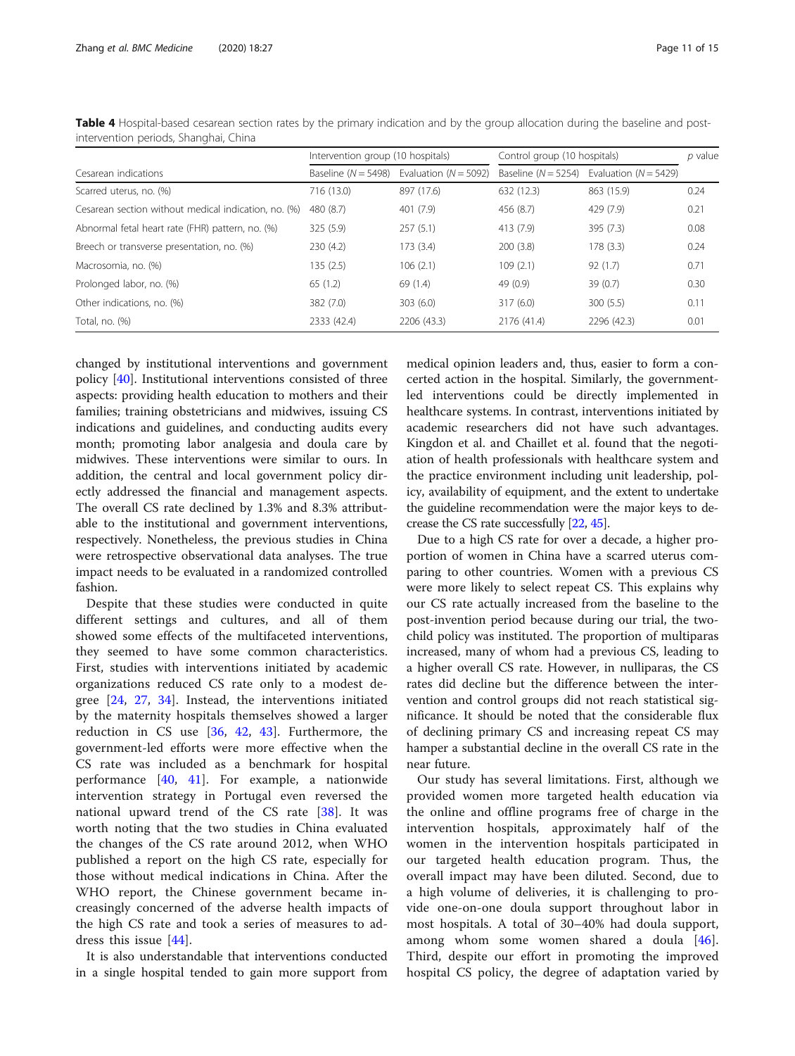**Table 4** Hospital-based cesarean section rates by the primary indication and by the group allocation during the baseline and post-intervention periods, Shanghai, China

| | Intervention group (10 hospitals) | | Control group (10 hospitals) | | p value |
|---|---|---|---|---|---|
| Cesarean indications | Baseline ($N = 5498$) | Evaluation ($N = 5092$) | Baseline ($N = 5254$) | Evaluation ($N = 5429$) | |
| Scarred uterus, no. (%) | 716 (13.0) | 897 (17.6) | 632 (12.3) | 863 (15.9) | 0.24 |
| Cesarean section without medical indication, no. (%) | 480 (8.7) | 401 (7.9) | 456 (8.7) | 429 (7.9) | 0.21 |
| Abnormal fetal heart rate (FHR) pattern, no. (%) | 325 (5.9) | 257 (5.1) | 413 (7.9) | 395 (7.3) | 0.08 |
| Breech or transverse presentation, no. (%) | 230 (4.2) | 173 (3.4) | 200 (3.8) | 178 (3.3) | 0.24 |
| Macrosomia, no. (%) | 135 (2.5) | 106 (2.1) | 109 (2.1) | 92 (1.7) | 0.71 |
| Prolonged labor, no. (%) | 65 (1.2) | 69 (1.4) | 49 (0.9) | 39 (0.7) | 0.30 |
| Other indications, no. (%) | 382 (7.0) | 303 (6.0) | 317 (6.0) | 300 (5.5) | 0.11 |
| Total, no. (%) | 2333 (42.4) | 2206 (43.3) | 2176 (41.4) | 2296 (42.3) | 0.01 |

changed by institutional interventions and government policy [40]. Institutional interventions consisted of three aspects: providing health education to mothers and their families; training obstetricians and midwives, issuing CS indications and guidelines, and conducting audits every month; promoting labor analgesia and doula care by midwives. These interventions were similar to ours. In addition, the central and local government policy directly addressed the financial and management aspects. The overall CS rate declined by 1.3% and 8.3% attributable to the institutional and government interventions, respectively. Nonetheless, the previous studies in China were retrospective observational data analyses. The true impact needs to be evaluated in a randomized controlled fashion.

Despite that these studies were conducted in quite different settings and cultures, and all of them showed some effects of the multifaceted interventions, they seemed to have some common characteristics. First, studies with interventions initiated by academic organizations reduced CS rate only to a modest degree [24, 27, 34]. Instead, the interventions initiated by the maternity hospitals themselves showed a larger reduction in CS use [36, 42, 43]. Furthermore, the government-led efforts were more effective when the CS rate was included as a benchmark for hospital performance [40, 41]. For example, a nationwide intervention strategy in Portugal even reversed the national upward trend of the CS rate [38]. It was worth noting that the two studies in China evaluated the changes of the CS rate around 2012, when WHO published a report on the high CS rate, especially for those without medical indications in China. After the WHO report, the Chinese government became increasingly concerned of the adverse health impacts of the high CS rate and took a series of measures to address this issue [44].

It is also understandable that interventions conducted in a single hospital tended to gain more support from medical opinion leaders and, thus, easier to form a concerted action in the hospital. Similarly, the government-led interventions could be directly implemented in healthcare systems. In contrast, interventions initiated by academic researchers did not have such advantages. Kingdon et al. and Chaillet et al. found that the negotiation of health professionals with healthcare system and the practice environment including unit leadership, policy, availability of equipment, and the extent to undertake the guideline recommendation were the major keys to decrease the CS rate successfully [22, 45].

Due to a high CS rate for over a decade, a higher proportion of women in China have a scarred uterus comparing to other countries. Women with a previous CS were more likely to select repeat CS. This explains why our CS rate actually increased from the baseline to the post-invention period because during our trial, the two-child policy was instituted. The proportion of multiparas increased, many of whom had a previous CS, leading to a higher overall CS rate. However, in nulliparas, the CS rates did decline but the difference between the intervention and control groups did not reach statistical significance. It should be noted that the considerable flux of declining primary CS and increasing repeat CS may hamper a substantial decline in the overall CS rate in the near future.

Our study has several limitations. First, although we provided women more targeted health education via the online and offline programs free of charge in the intervention hospitals, approximately half of the women in the intervention hospitals participated in our targeted health education program. Thus, the overall impact may have been diluted. Second, due to a high volume of deliveries, it is challenging to provide one-on-one doula support throughout labor in most hospitals. A total of 30–40% had doula support, among whom some women shared a doula [46]. Third, despite our effort in promoting the improved hospital CS policy, the degree of adaptation varied by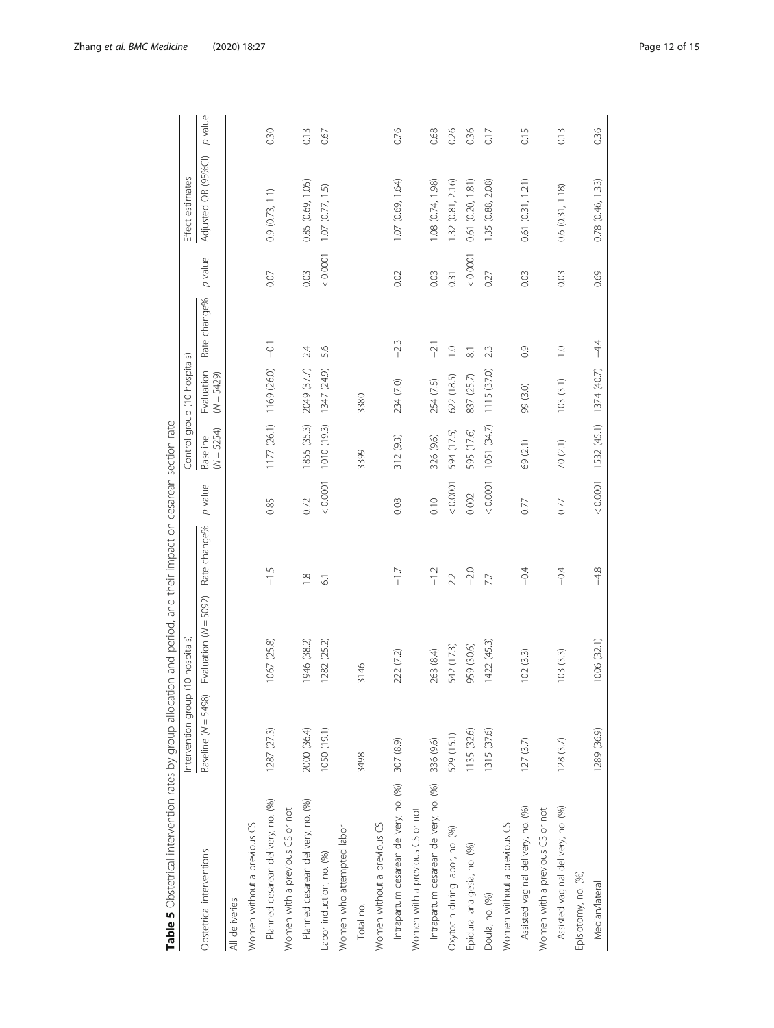**Table 5** Obstetrical intervention rates by group allocation and period, and their impact on cesarean section rate

| Obstetrical interventions | Intervention group (10 hospitals) | | | | Control group (10 hospitals) | | | | Effect estimates | |
|---|---|---|---|---|---|---|---|---|---|---|
| | Baseline (N = 5498) | Evaluation (N = 5092) | Rate change% | p value | Baseline (N = 5254) | Evaluation (N = 5429) | Rate change% | p value | Adjusted OR (95%CI) | p value |
| All deliveries | | | | | | | | | | |
| Women without a previous CS | | | | | | | | | | |
| Planned cesarean delivery, no. (%) | 1287 (27.3) | 1067 (25.8) | −1.5 | 0.85 | 1177 (26.1) | 1169 (26.0) | −0.1 | 0.07 | 0.9 (0.73, 1.1) | 0.30 |
| Women with a previous CS or not | | | | | | | | | | |
| Planned cesarean delivery, no. (%) | 2000 (36.4) | 1946 (38.2) | 1.8 | 0.72 | 1855 (35.3) | 2049 (37.7) | 2.4 | 0.03 | 0.85 (0.69, 1.05) | 0.13 |
| Labor induction, no. (%) | 1050 (19.1) | 1282 (25.2) | 6.1 | < 0.0001 | 1010 (19.3) | 1347 (24.9) | 5.6 | < 0.0001 | 1.07 (0.77, 1.5) | 0.67 |
| Women who attempted labor | | | | | | | | | | |
| Total no. | 3498 | 3146 | | | 3399 | 3380 | | | | |
| Women without a previous CS | | | | | | | | | | |
| Intrapartum cesarean delivery, no. (%) | 307 (8.9) | 222 (7.2) | −1.7 | 0.08 | 312 (9.3) | 234 (7.0) | −2.3 | 0.02 | 1.07 (0.69, 1.64) | 0.76 |
| Women with a previous CS or not | | | | | | | | | | |
| Intrapartum cesarean delivery, no. (%) | 336 (9.6) | 263 (8.4) | −1.2 | 0.10 | 326 (9.6) | 254 (7.5) | −2.1 | 0.03 | 1.08 (0.74, 1.98) | 0.68 |
| Oxytocin during labor, no. (%) | 529 (15.1) | 542 (17.3) | 2.2 | < 0.0001 | 594 (17.5) | 622 (18.5) | 1.0 | 0.31 | 1.32 (0.81, 2.16) | 0.26 |
| Epidural analgesia, no. (%) | 1135 (32.6) | 959 (30.6) | −2.0 | 0.002 | 595 (17.6) | 837 (25.7) | 8.1 | < 0.0001 | 0.61 (0.20, 1.81) | 0.36 |
| Doula, no. (%) | 1315 (37.6) | 1422 (45.3) | 7.7 | < 0.0001 | 1051 (34.7) | 1115 (37.0) | 2.3 | 0.27 | 1.35 (0.88, 2.08) | 0.17 |
| Women without a previous CS | | | | | | | | | | |
| Assisted vaginal delivery, no. (%) | 127 (3.7) | 102 (3.3) | −0.4 | 0.77 | 69 (2.1) | 99 (3.0) | 0.9 | 0.03 | 0.61 (0.31, 1.21) | 0.15 |
| Women with a previous CS or not | | | | | | | | | | |
| Assisted vaginal delivery, no. (%) | 128 (3.7) | 103 (3.3) | −0.4 | 0.77 | 70 (2.1) | 103 (3.1) | 1.0 | 0.03 | 0.6 (0.31, 1.18) | 0.13 |
| Episiotomy, no. (%) | | | | | | | | | | |
| Median/lateral | 1289 (36.9) | 1006 (32.1) | −4.8 | < 0.0001 | 1532 (45.1) | 1374 (40.7) | −4.4 | 0.69 | 0.78 (0.46, 1.33) | 0.36 |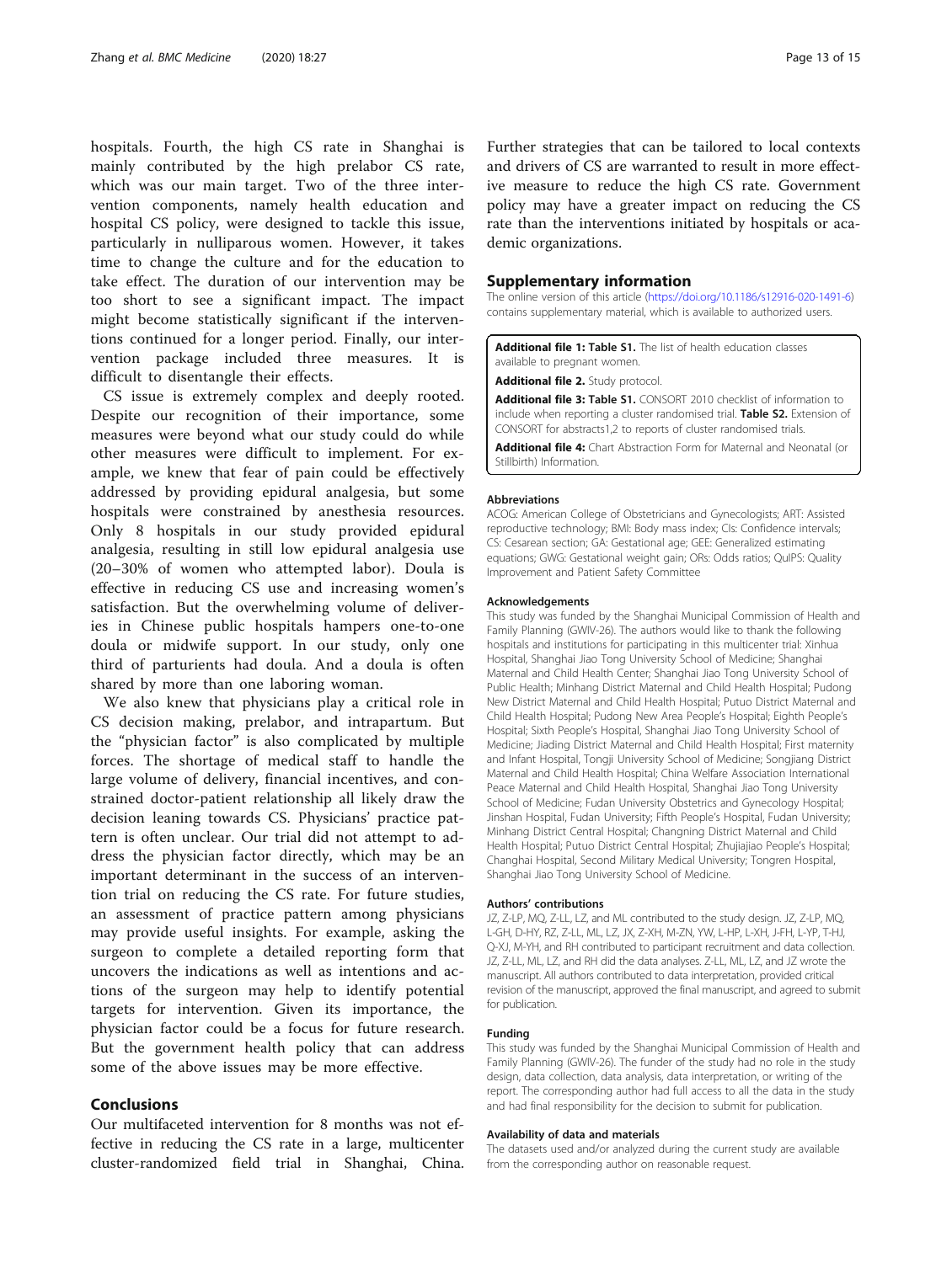hospitals. Fourth, the high CS rate in Shanghai is mainly contributed by the high prelabor CS rate, which was our main target. Two of the three intervention components, namely health education and hospital CS policy, were designed to tackle this issue, particularly in nulliparous women. However, it takes time to change the culture and for the education to take effect. The duration of our intervention may be too short to see a significant impact. The impact might become statistically significant if the interventions continued for a longer period. Finally, our intervention package included three measures. It is difficult to disentangle their effects.

CS issue is extremely complex and deeply rooted. Despite our recognition of their importance, some measures were beyond what our study could do while other measures were difficult to implement. For example, we knew that fear of pain could be effectively addressed by providing epidural analgesia, but some hospitals were constrained by anesthesia resources. Only 8 hospitals in our study provided epidural analgesia, resulting in still low epidural analgesia use (20–30% of women who attempted labor). Doula is effective in reducing CS use and increasing women's satisfaction. But the overwhelming volume of deliveries in Chinese public hospitals hampers one-to-one doula or midwife support. In our study, only one third of parturients had doula. And a doula is often shared by more than one laboring woman.

We also knew that physicians play a critical role in CS decision making, prelabor, and intrapartum. But the "physician factor" is also complicated by multiple forces. The shortage of medical staff to handle the large volume of delivery, financial incentives, and constrained doctor-patient relationship all likely draw the decision leaning towards CS. Physicians' practice pattern is often unclear. Our trial did not attempt to address the physician factor directly, which may be an important determinant in the success of an intervention trial on reducing the CS rate. For future studies, an assessment of practice pattern among physicians may provide useful insights. For example, asking the surgeon to complete a detailed reporting form that uncovers the indications as well as intentions and actions of the surgeon may help to identify potential targets for intervention. Given its importance, the physician factor could be a focus for future research. But the government health policy that can address some of the above issues may be more effective.

## Conclusions

Our multifaceted intervention for 8 months was not effective in reducing the CS rate in a large, multicenter cluster-randomized field trial in Shanghai, China. Further strategies that can be tailored to local contexts and drivers of CS are warranted to result in more effective measure to reduce the high CS rate. Government policy may have a greater impact on reducing the CS rate than the interventions initiated by hospitals or academic organizations.

## Supplementary information

The online version of this article (https://doi.org/10.1186/s12916-020-1491-6) contains supplementary material, which is available to authorized users.

**Additional file 1: Table S1.** The list of health education classes available to pregnant women.

**Additional file 2.** Study protocol.

**Additional file 3: Table S1.** CONSORT 2010 checklist of information to include when reporting a cluster randomised trial. **Table S2.** Extension of CONSORT for abstracts1,2 to reports of cluster randomised trials.

**Additional file 4:** Chart Abstraction Form for Maternal and Neonatal (or Stillbirth) Information.

#### Abbreviations

ACOG: American College of Obstetricians and Gynecologists; ART: Assisted reproductive technology; BMI: Body mass index; CIs: Confidence intervals; CS: Cesarean section; GA: Gestational age; GEE: Generalized estimating equations; GWG: Gestational weight gain; ORs: Odds ratios; QuIPS: Quality Improvement and Patient Safety Committee

#### Acknowledgements

This study was funded by the Shanghai Municipal Commission of Health and Family Planning (GWIV-26). The authors would like to thank the following hospitals and institutions for participating in this multicenter trial: Xinhua Hospital, Shanghai Jiao Tong University School of Medicine; Shanghai Maternal and Child Health Center; Shanghai Jiao Tong University School of Public Health; Minhang District Maternal and Child Health Hospital; Pudong New District Maternal and Child Health Hospital; Putuo District Maternal and Child Health Hospital; Pudong New Area People's Hospital; Eighth People's Hospital; Sixth People's Hospital, Shanghai Jiao Tong University School of Medicine; Jiading District Maternal and Child Health Hospital; First maternity and Infant Hospital, Tongji University School of Medicine; Songjiang District Maternal and Child Health Hospital; China Welfare Association International Peace Maternal and Child Health Hospital, Shanghai Jiao Tong University School of Medicine; Fudan University Obstetrics and Gynecology Hospital; Jinshan Hospital, Fudan University; Fifth People's Hospital, Fudan University; Minhang District Central Hospital; Changning District Maternal and Child Health Hospital; Putuo District Central Hospital; Zhujiajiao People's Hospital; Changhai Hospital, Second Military Medical University; Tongren Hospital, Shanghai Jiao Tong University School of Medicine.

#### Authors' contributions

JZ, Z-LP, MQ, Z-LL, LZ, and ML contributed to the study design. JZ, Z-LP, MQ, L-GH, D-HY, RZ, Z-LL, ML, LZ, JX, Z-XH, M-ZN, YW, L-HP, L-XH, J-FH, L-YP, T-HJ, Q-XJ, M-YH, and RH contributed to participant recruitment and data collection. JZ, Z-LL, ML, LZ, and RH did the data analyses. Z-LL, ML, LZ, and JZ wrote the manuscript. All authors contributed to data interpretation, provided critical revision of the manuscript, approved the final manuscript, and agreed to submit for publication.

#### Funding

This study was funded by the Shanghai Municipal Commission of Health and Family Planning (GWIV-26). The funder of the study had no role in the study design, data collection, data analysis, data interpretation, or writing of the report. The corresponding author had full access to all the data in the study and had final responsibility for the decision to submit for publication.

#### Availability of data and materials

The datasets used and/or analyzed during the current study are available from the corresponding author on reasonable request.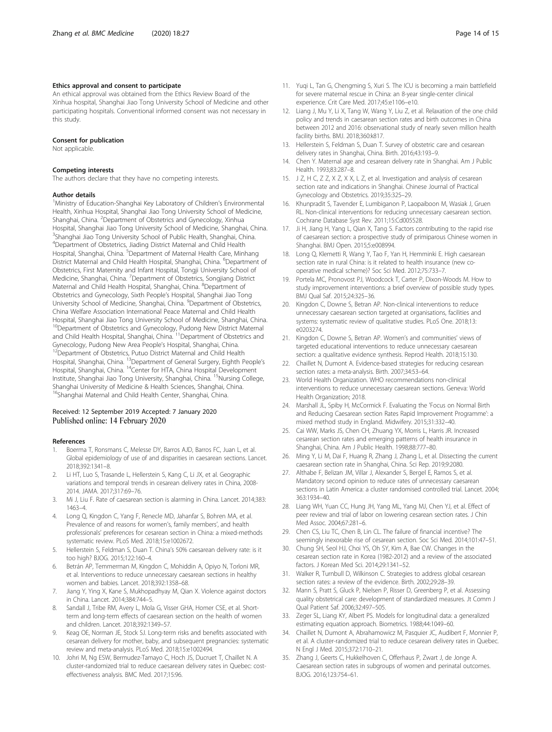#### Ethics approval and consent to participate

An ethical approval was obtained from the Ethics Review Board of the Xinhua hospital, Shanghai Jiao Tong University School of Medicine and other participating hospitals. Conventional informed consent was not necessary in this study.

#### Consent for publication

Not applicable.

#### Competing interests

The authors declare that they have no competing interests.

#### Author details

[1]Ministry of Education-Shanghai Key Laboratory of Children's Environmental Health, Xinhua Hospital, Shanghai Jiao Tong University School of Medicine, Shanghai, China. [2]Department of Obstetrics and Gynecology, Xinhua Hospital, Shanghai Jiao Tong University School of Medicine, Shanghai, China. [3]Shanghai Jiao Tong University School of Public Health, Shanghai, China. [4]Department of Obstetrics, Jiading District Maternal and Child Health Hospital, Shanghai, China. [5]Department of Maternal Health Care, Minhang District Maternal and Child Health Hospital, Shanghai, China. [6]Department of Obstetrics, First Maternity and Infant Hospital, Tongji University School of Medicine, Shanghai, China. [7]Department of Obstetrics, Songjiang District Maternal and Child Health Hospital, Shanghai, China. [8]Department of Obstetrics and Gynecology, Sixth People's Hospital, Shanghai Jiao Tong University School of Medicine, Shanghai, China. [9]Department of Obstetrics, China Welfare Association International Peace Maternal and Child Health Hospital, Shanghai Jiao Tong University School of Medicine, Shanghai, China. [10]Department of Obstetrics and Gynecology, Pudong New District Maternal and Child Health Hospital, Shanghai, China. [11]Department of Obstetrics and Gynecology, Pudong New Area People's Hospital, Shanghai, China. [12]Department of Obstetrics, Putuo District Maternal and Child Health Hospital, Shanghai, China. [13]Department of General Surgery, Eighth People's Hospital, Shanghai, China. [14]Center for HTA, China Hospital Development Institute, Shanghai Jiao Tong University, Shanghai, China. [15]Nursing College, Shanghai University of Medicine & Health Sciences, Shanghai, China. [16]Shanghai Maternal and Child Health Center, Shanghai, China.

Received: 12 September 2019 Accepted: 7 January 2020
Published online: 14 February 2020

#### References

1. Boerma T, Ronsmans C, Melesse DY, Barros AJD, Barros FC, Juan L, et al. Global epidemiology of use of and disparities in caesarean sections. Lancet. 2018;392:1341–8.
2. Li HT, Luo S, Trasande L, Hellerstein S, Kang C, Li JX, et al. Geographic variations and temporal trends in cesarean delivery rates in China, 2008-2014. JAMA. 2017;317:69–76.
3. Mi J, Liu F. Rate of caesarean section is alarming in China. Lancet. 2014;383:1463–4.
4. Long Q, Kingdon C, Yang F, Renecle MD, Jahanfar S, Bohren MA, et al. Prevalence of and reasons for women's, family members', and health professionals' preferences for cesarean section in China: a mixed-methods systematic review. PLoS Med. 2018;15:e1002672.
5. Hellerstein S, Feldman S, Duan T. China's 50% caesarean delivery rate: is it too high? BJOG. 2015;122:160–4.
6. Betrán AP, Temmerman M, Kingdon C, Mohiddin A, Opiyo N, Torloni MR, et al. Interventions to reduce unnecessary caesarean sections in healthy women and babies. Lancet. 2018;392:1358–68.
7. Jiang Y, Ying X, Kane S, Mukhopadhyay M, Qian X. Violence against doctors in China. Lancet. 2014;384:744–5.
8. Sandall J, Tribe RM, Avery L, Mola G, Visser GHA, Homer CSE, et al. Short-term and long-term effects of caesarean section on the health of women and children. Lancet. 2018;392:1349–57.
9. Keag OE, Norman JE, Stock SJ. Long-term risks and benefits associated with cesarean delivery for mother, baby, and subsequent pregnancies: systematic review and meta-analysis. PLoS Med. 2018;15:e1002494.
10. Johri M, Ng ESW, Bermudez-Tamayo C, Hoch JS, Ducruet T, Chaillet N. A cluster-randomized trial to reduce caesarean delivery rates in Quebec: cost-effectiveness analysis. BMC Med. 2017;15:96.
11. Yuqi L, Tan G, Chengming S, Xuri S. The ICU is becoming a main battlefield for severe maternal rescue in China: an 8-year single-center clinical experience. Crit Care Med. 2017;45:e1106–e10.
12. Liang J, Mu Y, Li X, Tang W, Wang Y, Liu Z, et al. Relaxation of the one child policy and trends in caesarean section rates and birth outcomes in China between 2012 and 2016: observational study of nearly seven million health facility births. BMJ. 2018;360:k817.
13. Hellerstein S, Feldman S, Duan T. Survey of obstetric care and cesarean delivery rates in Shanghai, China. Birth. 2016;43:193–9.
14. Chen Y. Maternal age and cesarean delivery rate in Shanghai. Am J Public Health. 1993;83:287–8.
15. J Z, H C, Z Z, X Z, X X, L Z, et al. Investigation and analysis of cesarean section rate and indications in Shanghai. Chinese Journal of Practical Gynecology and Obstetrics. 2019;35:325–29.
16. Khunpradit S, Tavender E, Lumbiganon P, Laopaiboon M, Wasiak J, Gruen RL. Non-clinical interventions for reducing unnecessary caesarean section. Cochrane Database Syst Rev. 2011;15:Cd005528.
17. Ji H, Jiang H, Yang L, Qian X, Tang S. Factors contributing to the rapid rise of caesarean section: a prospective study of primiparous Chinese women in Shanghai. BMJ Open. 2015;5:e008994.
18. Long Q, Klemetti R, Wang Y, Tao F, Yan H, Hemminki E. High caesarean section rate in rural China: is it related to health insurance (new co-operative medical scheme)? Soc Sci Med. 2012;75:733–7.
19. Portela MC, Pronovost PJ, Woodcock T, Carter P, Dixon-Woods M. How to study improvement interventions: a brief overview of possible study types. BMJ Qual Saf. 2015;24:325–36.
20. Kingdon C, Downe S, Betran AP. Non-clinical interventions to reduce unnecessary caesarean section targeted at organisations, facilities and systems: systematic review of qualitative studies. PLoS One. 2018;13:e0203274.
21. Kingdon C, Downe S, Betran AP. Women's and communities' views of targeted educational interventions to reduce unnecessary caesarean section: a qualitative evidence synthesis. Reprod Health. 2018;15:130.
22. Chaillet N, Dumont A. Evidence-based strategies for reducing cesarean section rates: a meta-analysis. Birth. 2007;34:53–64.
23. World Health Organization. WHO recommendations non-clinical interventions to reduce unnecessary caesarean sections. Geneva: World Health Organization; 2018.
24. Marshall JL, Spiby H, McCormick F. Evaluating the 'Focus on Normal Birth and Reducing Caesarean section Rates Rapid Improvement Programme': a mixed method study in England. Midwifery. 2015;31:332–40.
25. Cai WW, Marks JS, Chen CH, Zhuang YX, Morris L, Harris JR. Increased cesarean section rates and emerging patterns of health insurance in Shanghai, China. Am J Public Health. 1998;88:777–80.
26. Ming Y, Li M, Dai F, Huang R, Zhang J, Zhang L, et al. Dissecting the current caesarean section rate in Shanghai, China. Sci Rep. 2019;9:2080.
27. Althabe F, Belizan JM, Villar J, Alexander S, Bergel E, Ramos S, et al. Mandatory second opinion to reduce rates of unnecessary caesarean sections in Latin America: a cluster randomised controlled trial. Lancet. 2004;363:1934–40.
28. Liang WH, Yuan CC, Hung JH, Yang ML, Yang MJ, Chen YJ, et al. Effect of peer review and trial of labor on lowering cesarean section rates. J Chin Med Assoc. 2004;67:281–6.
29. Chen CS, Liu TC, Chen B, Lin CL. The failure of financial incentive? The seemingly inexorable rise of cesarean section. Soc Sci Med. 2014;101:47–51.
30. Chung SH, Seol HJ, Choi YS, Oh SY, Kim A, Bae CW. Changes in the cesarean section rate in Korea (1982-2012) and a review of the associated factors. J Korean Med Sci. 2014;29:1341–52.
31. Walker R, Turnbull D, Wilkinson C. Strategies to address global cesarean section rates: a review of the evidence. Birth. 2002;29:28–39.
32. Mann S, Pratt S, Gluck P, Nielsen P, Risser D, Greenberg P, et al. Assessing quality obstetrical care: development of standardized measures. Jt Comm J Qual Patient Saf. 2006;32:497–505.
33. Zeger SL, Liang KY, Albert PS. Models for longitudinal data: a generalized estimating equation approach. Biometrics. 1988;44:1049–60.
34. Chaillet N, Dumont A, Abrahamowicz M, Pasquier JC, Audibert F, Monnier P, et al. A cluster-randomized trial to reduce cesarean delivery rates in Quebec. N Engl J Med. 2015;372:1710–21.
35. Zhang J, Geerts C, Hukkelhoven C, Offerhaus P, Zwart J, de Jonge A. Caesarean section rates in subgroups of women and perinatal outcomes. BJOG. 2016;123:754–61.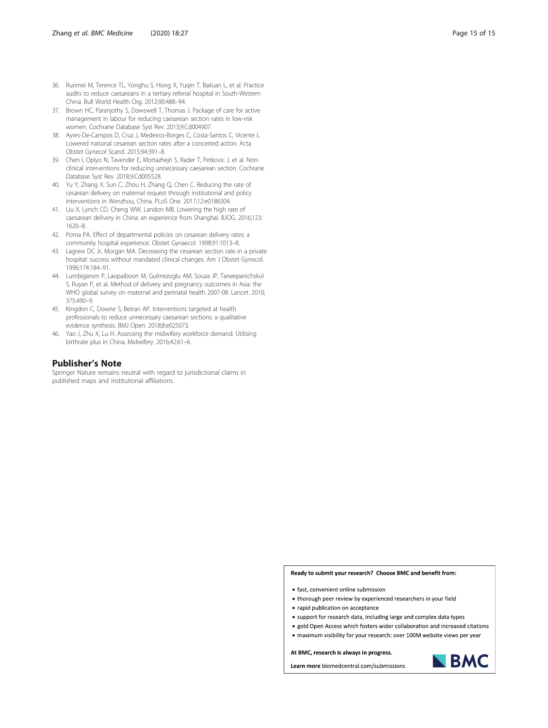36. Runmei M, Terence TL, Yonghu S, Hong X, Yuqin T, Bailuan L, et al. Practice audits to reduce caesareans in a tertiary referral hospital in South-Western China. Bull World Health Org. 2012;90:488–94.
37. Brown HC, Paranjothy S, Dowswell T, Thomas J. Package of care for active management in labour for reducing caesarean section rates in low-risk women. Cochrane Database Syst Rev. 2013;9:Cd004907.
38. Ayres-De-Campos D, Cruz J, Medeiros-Borges C, Costa-Santos C, Vicente L. Lowered national cesarean section rates after a concerted action. Acta Obstet Gynecol Scand. 2015;94:391–8.
39. Chen I, Opiyo N, Tavender E, Mortazhejri S, Rader T, Petkovic J, et al. Non-clinical interventions for reducing unnecessary caesarean section. Cochrane Database Syst Rev. 2018;9:Cd005528.
40. Yu Y, Zhang X, Sun C, Zhou H, Zhang Q, Chen C. Reducing the rate of cesarean delivery on maternal request through institutional and policy interventions in Wenzhou, China. PLoS One. 2017;12:e0186304.
41. Liu X, Lynch CD, Cheng WW, Landon MB. Lowering the high rate of caesarean delivery in China: an experience from Shanghai. BJOG. 2016;123:1620–8.
42. Poma PA. Effect of departmental policies on cesarean delivery rates: a community hospital experience. Obstet Gynaecol. 1998;91:1013–8.
43. Lagrew DC Jr, Morgan MA. Decreasing the cesarean section rate in a private hospital: success without mandated clinical changes. Am J Obstet Gynecol. 1996;174:184–91.
44. Lumbiganon P, Laopaiboon M, Gulmezoglu AM, Souza JP, Taneepanichskul S, Ruyan P, et al. Method of delivery and pregnancy outcomes in Asia: the WHO global survey on maternal and perinatal health 2007-08. Lancet. 2010;375:490–9.
45. Kingdon C, Downe S, Betran AP. Interventions targeted at health professionals to reduce unnecessary caesarean sections: a qualitative evidence synthesis. BMJ Open. 2018;8:e025073.
46. Yao J, Zhu X, Lu H. Assessing the midwifery workforce demand: Utilising birthrate plus in China. Midwifery. 2016;42:61–6.

## Publisher's Note

Springer Nature remains neutral with regard to jurisdictional claims in published maps and institutional affiliations.

**Ready to submit your research? Choose BMC and benefit from:**

- fast, convenient online submission
- thorough peer review by experienced researchers in your field
- rapid publication on acceptance
- support for research data, including large and complex data types
- gold Open Access which fosters wider collaboration and increased citations
- maximum visibility for your research: over 100M website views per year

**At BMC, research is always in progress.**

**Learn more** biomedcentral.com/submissions